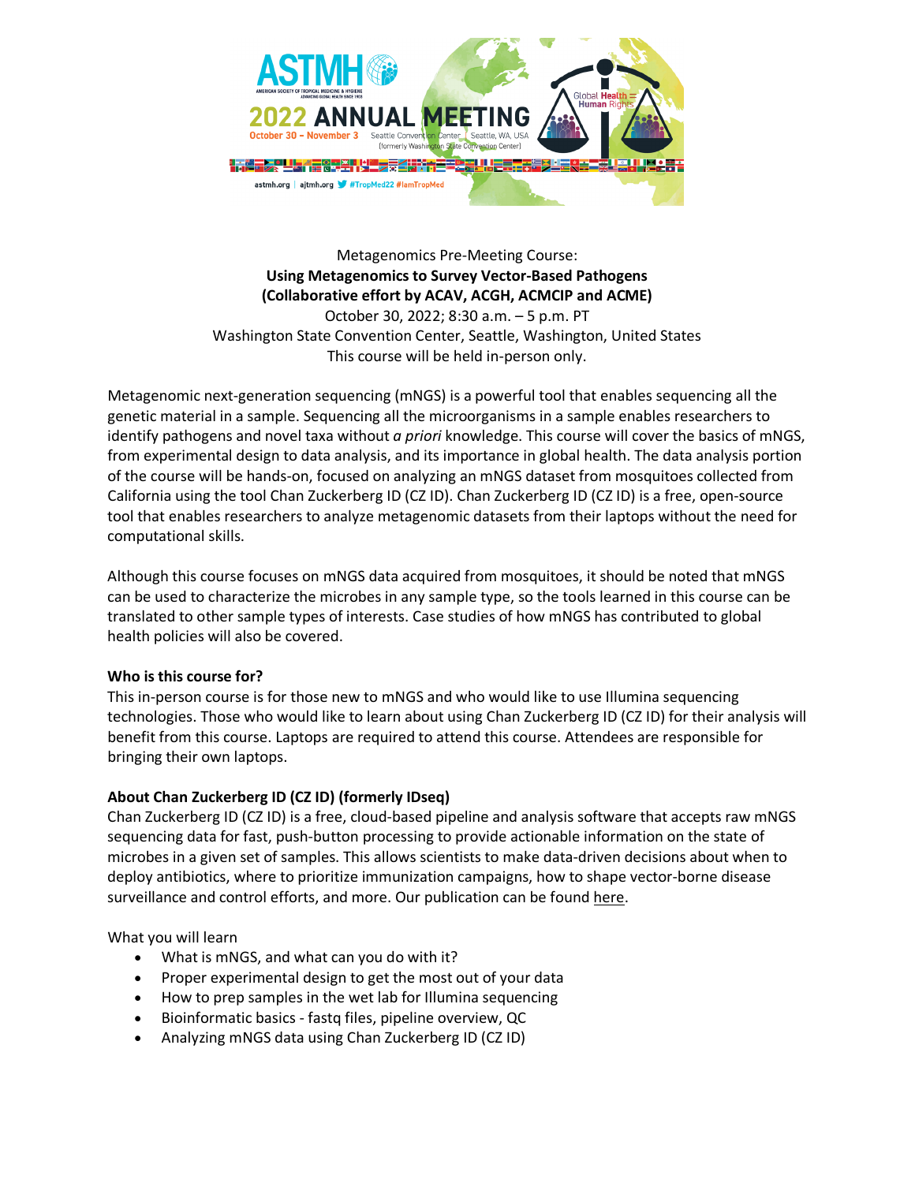Metagenomics Pre-Meeting Course:

**Using Metagenomics to Survey Vector-Based Pathogens**
**(Collaborative effort by ACAV, ACGH, ACMCIP and ACME)**

October 30, 2022; 8:30 a.m. – 5 p.m. PT
Washington State Convention Center, Seattle, Washington, United States
This course will be held in-person only.

Metagenomic next-generation sequencing (mNGS) is a powerful tool that enables sequencing all the genetic material in a sample. Sequencing all the microorganisms in a sample enables researchers to identify pathogens and novel taxa without *a priori* knowledge. This course will cover the basics of mNGS, from experimental design to data analysis, and its importance in global health. The data analysis portion of the course will be hands-on, focused on analyzing an mNGS dataset from mosquitoes collected from California using the tool Chan Zuckerberg ID (CZ ID). Chan Zuckerberg ID (CZ ID) is a free, open-source tool that enables researchers to analyze metagenomic datasets from their laptops without the need for computational skills.

Although this course focuses on mNGS data acquired from mosquitoes, it should be noted that mNGS can be used to characterize the microbes in any sample type, so the tools learned in this course can be translated to other sample types of interests. Case studies of how mNGS has contributed to global health policies will also be covered.

**Who is this course for?**

This in-person course is for those new to mNGS and who would like to use Illumina sequencing technologies. Those who would like to learn about using Chan Zuckerberg ID (CZ ID) for their analysis will benefit from this course. Laptops are required to attend this course. Attendees are responsible for bringing their own laptops.

**About Chan Zuckerberg ID (CZ ID) (formerly IDseq)**

Chan Zuckerberg ID (CZ ID) is a free, cloud-based pipeline and analysis software that accepts raw mNGS sequencing data for fast, push-button processing to provide actionable information on the state of microbes in a given set of samples. This allows scientists to make data-driven decisions about when to deploy antibiotics, where to prioritize immunization campaigns, how to shape vector-borne disease surveillance and control efforts, and more. Our publication can be found here.

What you will learn

- What is mNGS, and what can you do with it?
- Proper experimental design to get the most out of your data
- How to prep samples in the wet lab for Illumina sequencing
- Bioinformatic basics - fastq files, pipeline overview, QC
- Analyzing mNGS data using Chan Zuckerberg ID (CZ ID)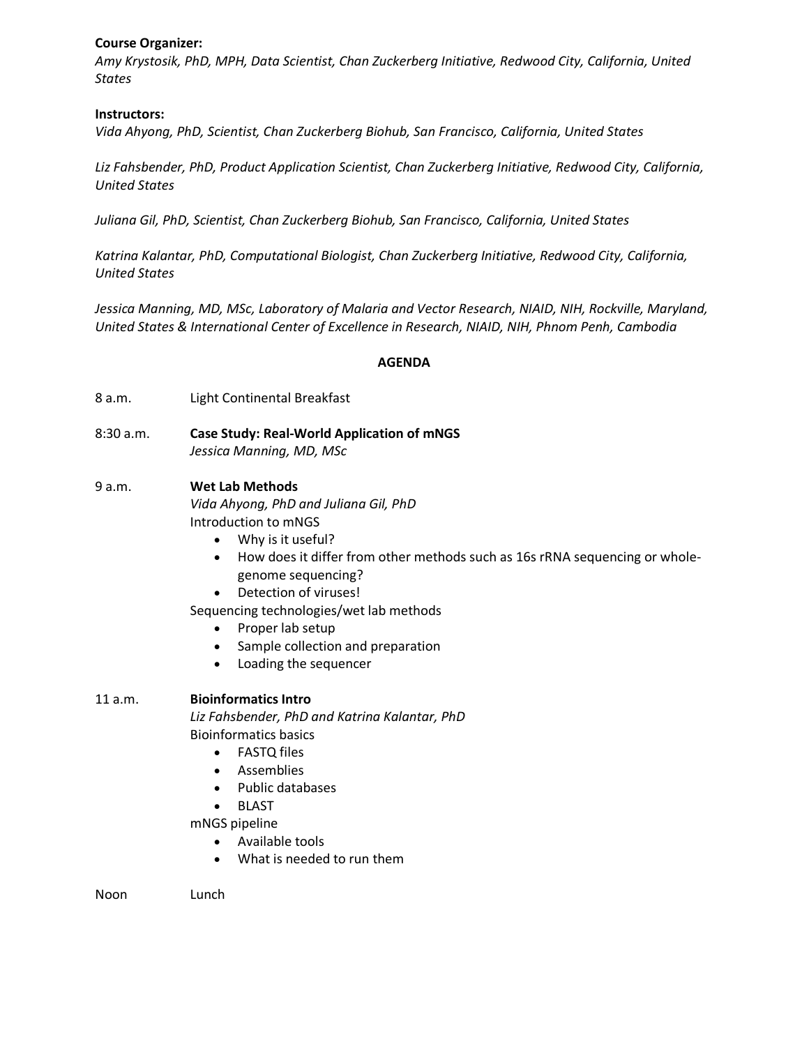**Course Organizer:**
*Amy Krystosik, PhD, MPH, Data Scientist, Chan Zuckerberg Initiative, Redwood City, California, United States*

**Instructors:**
*Vida Ahyong, PhD, Scientist, Chan Zuckerberg Biohub, San Francisco, California, United States*

*Liz Fahsbender, PhD, Product Application Scientist, Chan Zuckerberg Initiative, Redwood City, California, United States*

*Juliana Gil, PhD, Scientist, Chan Zuckerberg Biohub, San Francisco, California, United States*

*Katrina Kalantar, PhD, Computational Biologist, Chan Zuckerberg Initiative, Redwood City, California, United States*

*Jessica Manning, MD, MSc, Laboratory of Malaria and Vector Research, NIAID, NIH, Rockville, Maryland, United States & International Center of Excellence in Research, NIAID, NIH, Phnom Penh, Cambodia*

## AGENDA

8 a.m. Light Continental Breakfast

8:30 a.m. **Case Study: Real-World Application of mNGS**
*Jessica Manning, MD, MSc*

9 a.m. **Wet Lab Methods**
*Vida Ahyong, PhD and Juliana Gil, PhD*
Introduction to mNGS

- Why is it useful?
- How does it differ from other methods such as 16s rRNA sequencing or whole-genome sequencing?
- Detection of viruses!

Sequencing technologies/wet lab methods

- Proper lab setup
- Sample collection and preparation
- Loading the sequencer

11 a.m. **Bioinformatics Intro**
*Liz Fahsbender, PhD and Katrina Kalantar, PhD*
Bioinformatics basics

- FASTQ files
- Assemblies
- Public databases
- BLAST

mNGS pipeline

- Available tools
- What is needed to run them

Noon Lunch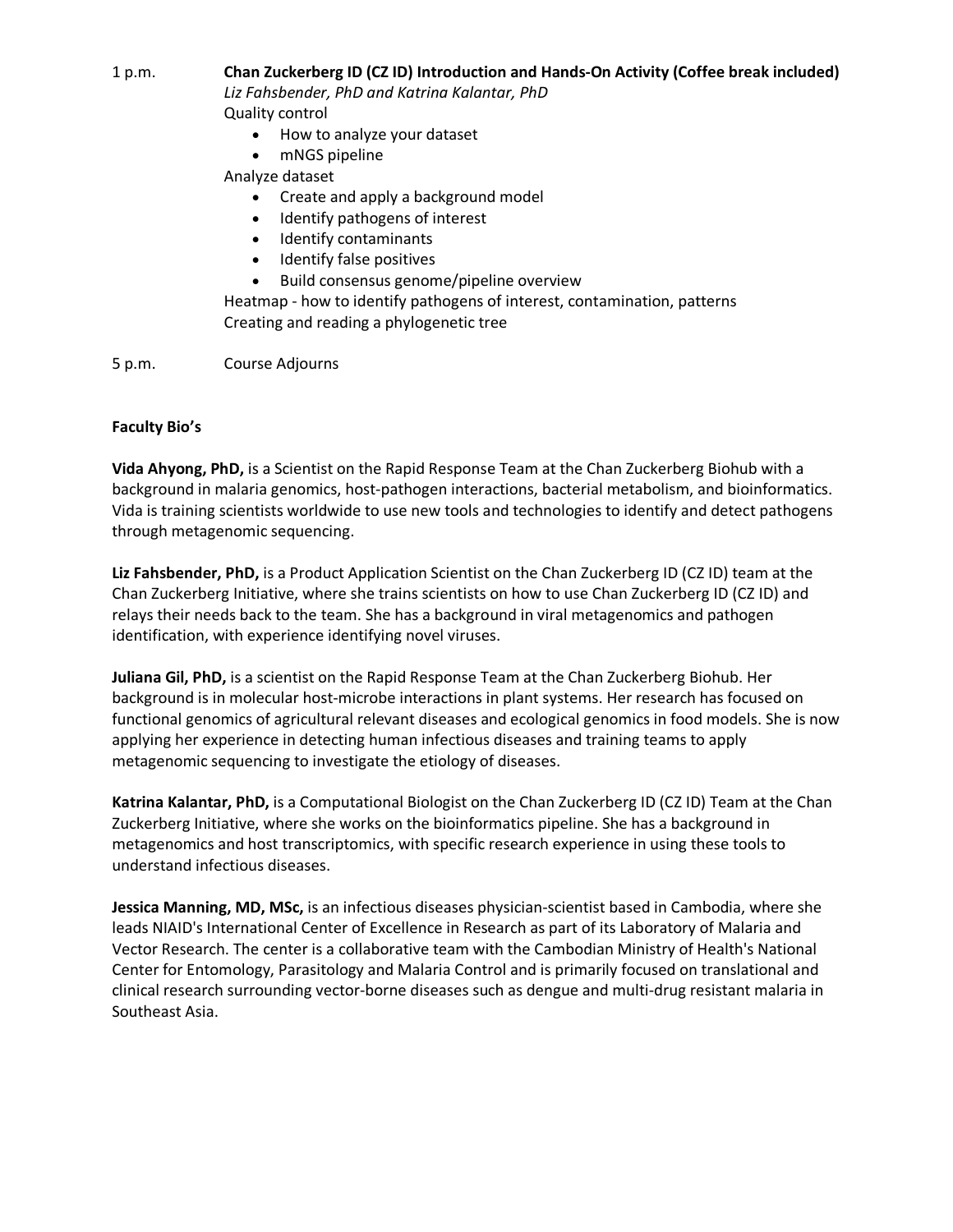1 p.m. **Chan Zuckerberg ID (CZ ID) Introduction and Hands-On Activity (Coffee break included)**
*Liz Fahsbender, PhD and Katrina Kalantar, PhD*

Quality control

- How to analyze your dataset
- mNGS pipeline

Analyze dataset

- Create and apply a background model
- Identify pathogens of interest
- Identify contaminants
- Identify false positives
- Build consensus genome/pipeline overview

Heatmap - how to identify pathogens of interest, contamination, patterns

Creating and reading a phylogenetic tree

5 p.m. Course Adjourns

## Faculty Bio's

**Vida Ahyong, PhD,** is a Scientist on the Rapid Response Team at the Chan Zuckerberg Biohub with a background in malaria genomics, host-pathogen interactions, bacterial metabolism, and bioinformatics. Vida is training scientists worldwide to use new tools and technologies to identify and detect pathogens through metagenomic sequencing.

**Liz Fahsbender, PhD,** is a Product Application Scientist on the Chan Zuckerberg ID (CZ ID) team at the Chan Zuckerberg Initiative, where she trains scientists on how to use Chan Zuckerberg ID (CZ ID) and relays their needs back to the team. She has a background in viral metagenomics and pathogen identification, with experience identifying novel viruses.

**Juliana Gil, PhD,** is a scientist on the Rapid Response Team at the Chan Zuckerberg Biohub. Her background is in molecular host-microbe interactions in plant systems. Her research has focused on functional genomics of agricultural relevant diseases and ecological genomics in food models. She is now applying her experience in detecting human infectious diseases and training teams to apply metagenomic sequencing to investigate the etiology of diseases.

**Katrina Kalantar, PhD,** is a Computational Biologist on the Chan Zuckerberg ID (CZ ID) Team at the Chan Zuckerberg Initiative, where she works on the bioinformatics pipeline. She has a background in metagenomics and host transcriptomics, with specific research experience in using these tools to understand infectious diseases.

**Jessica Manning, MD, MSc,** is an infectious diseases physician-scientist based in Cambodia, where she leads NIAID's International Center of Excellence in Research as part of its Laboratory of Malaria and Vector Research. The center is a collaborative team with the Cambodian Ministry of Health's National Center for Entomology, Parasitology and Malaria Control and is primarily focused on translational and clinical research surrounding vector-borne diseases such as dengue and multi-drug resistant malaria in Southeast Asia.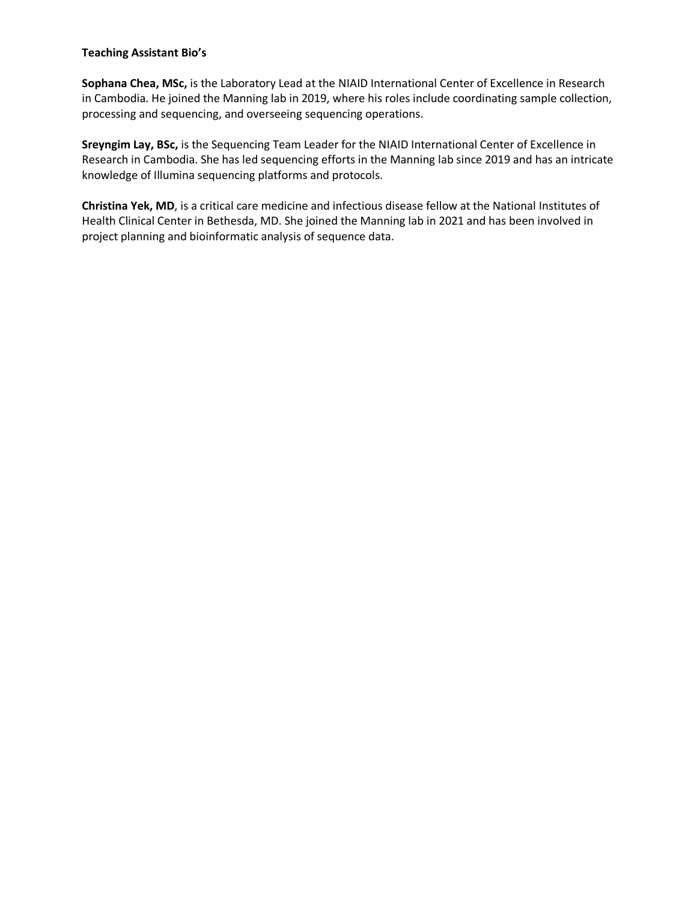**Teaching Assistant Bio's**

**Sophana Chea, MSc,** is the Laboratory Lead at the NIAID International Center of Excellence in Research in Cambodia. He joined the Manning lab in 2019, where his roles include coordinating sample collection, processing and sequencing, and overseeing sequencing operations.

**Sreyngim Lay, BSc,** is the Sequencing Team Leader for the NIAID International Center of Excellence in Research in Cambodia. She has led sequencing efforts in the Manning lab since 2019 and has an intricate knowledge of Illumina sequencing platforms and protocols.

**Christina Yek, MD**, is a critical care medicine and infectious disease fellow at the National Institutes of Health Clinical Center in Bethesda, MD. She joined the Manning lab in 2021 and has been involved in project planning and bioinformatic analysis of sequence data.